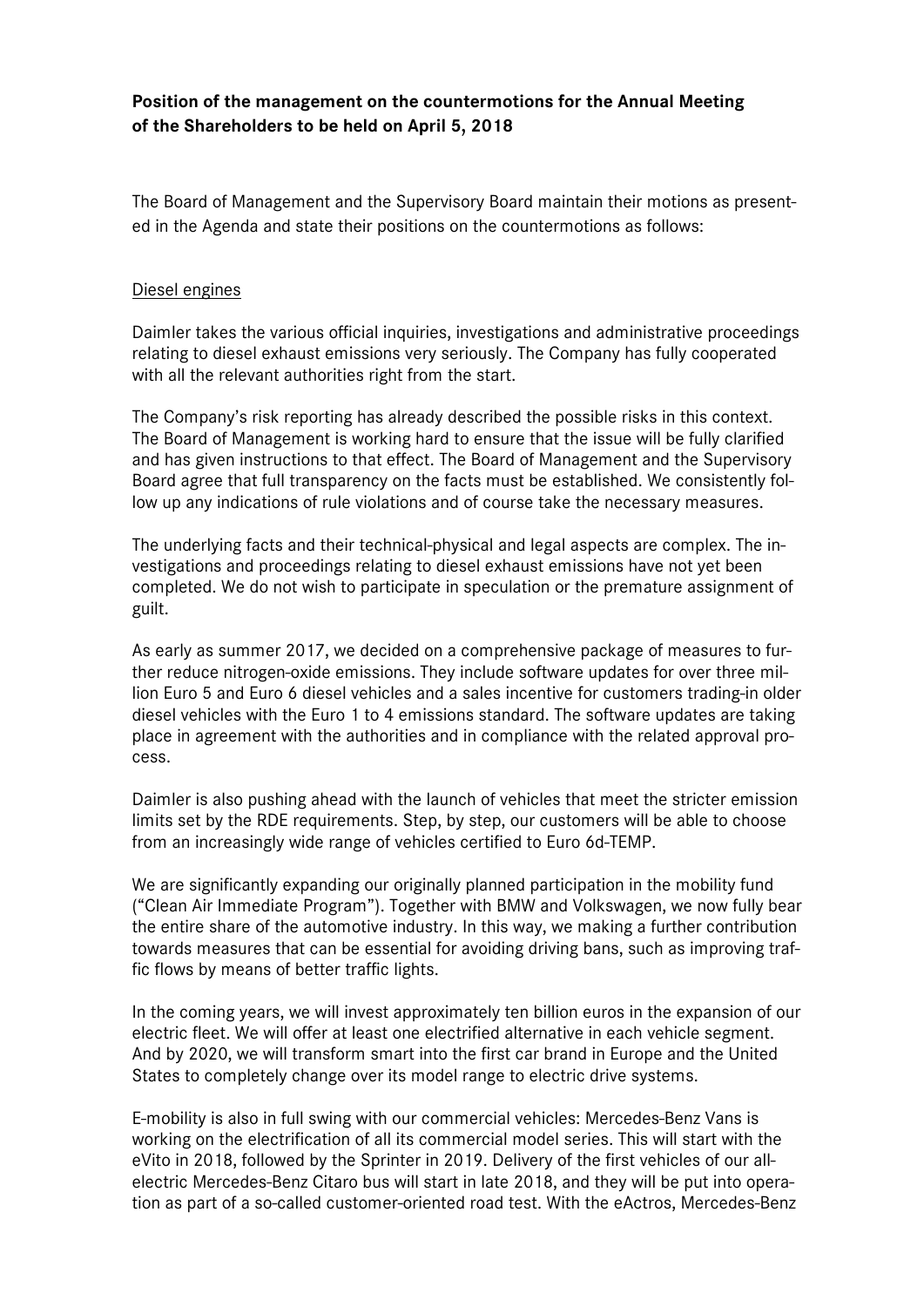**Position of the management on the countermotions for the Annual Meeting of the Shareholders to be held on April 5, 2018**

The Board of Management and the Supervisory Board maintain their motions as presented in the Agenda and state their positions on the countermotions as follows:

## Diesel engines

Daimler takes the various official inquiries, investigations and administrative proceedings relating to diesel exhaust emissions very seriously. The Company has fully cooperated with all the relevant authorities right from the start.

The Company's risk reporting has already described the possible risks in this context. The Board of Management is working hard to ensure that the issue will be fully clarified and has given instructions to that effect. The Board of Management and the Supervisory Board agree that full transparency on the facts must be established. We consistently follow up any indications of rule violations and of course take the necessary measures.

The underlying facts and their technical-physical and legal aspects are complex. The investigations and proceedings relating to diesel exhaust emissions have not yet been completed. We do not wish to participate in speculation or the premature assignment of guilt.

As early as summer 2017, we decided on a comprehensive package of measures to further reduce nitrogen-oxide emissions. They include software updates for over three million Euro 5 and Euro 6 diesel vehicles and a sales incentive for customers trading-in older diesel vehicles with the Euro 1 to 4 emissions standard. The software updates are taking place in agreement with the authorities and in compliance with the related approval process.

Daimler is also pushing ahead with the launch of vehicles that meet the stricter emission limits set by the RDE requirements. Step, by step, our customers will be able to choose from an increasingly wide range of vehicles certified to Euro 6d-TEMP.

We are significantly expanding our originally planned participation in the mobility fund ("Clean Air Immediate Program"). Together with BMW and Volkswagen, we now fully bear the entire share of the automotive industry. In this way, we making a further contribution towards measures that can be essential for avoiding driving bans, such as improving traffic flows by means of better traffic lights.

In the coming years, we will invest approximately ten billion euros in the expansion of our electric fleet. We will offer at least one electrified alternative in each vehicle segment. And by 2020, we will transform smart into the first car brand in Europe and the United States to completely change over its model range to electric drive systems.

E-mobility is also in full swing with our commercial vehicles: Mercedes-Benz Vans is working on the electrification of all its commercial model series. This will start with the eVito in 2018, followed by the Sprinter in 2019. Delivery of the first vehicles of our all-electric Mercedes-Benz Citaro bus will start in late 2018, and they will be put into operation as part of a so-called customer-oriented road test. With the eActros, Mercedes-Benz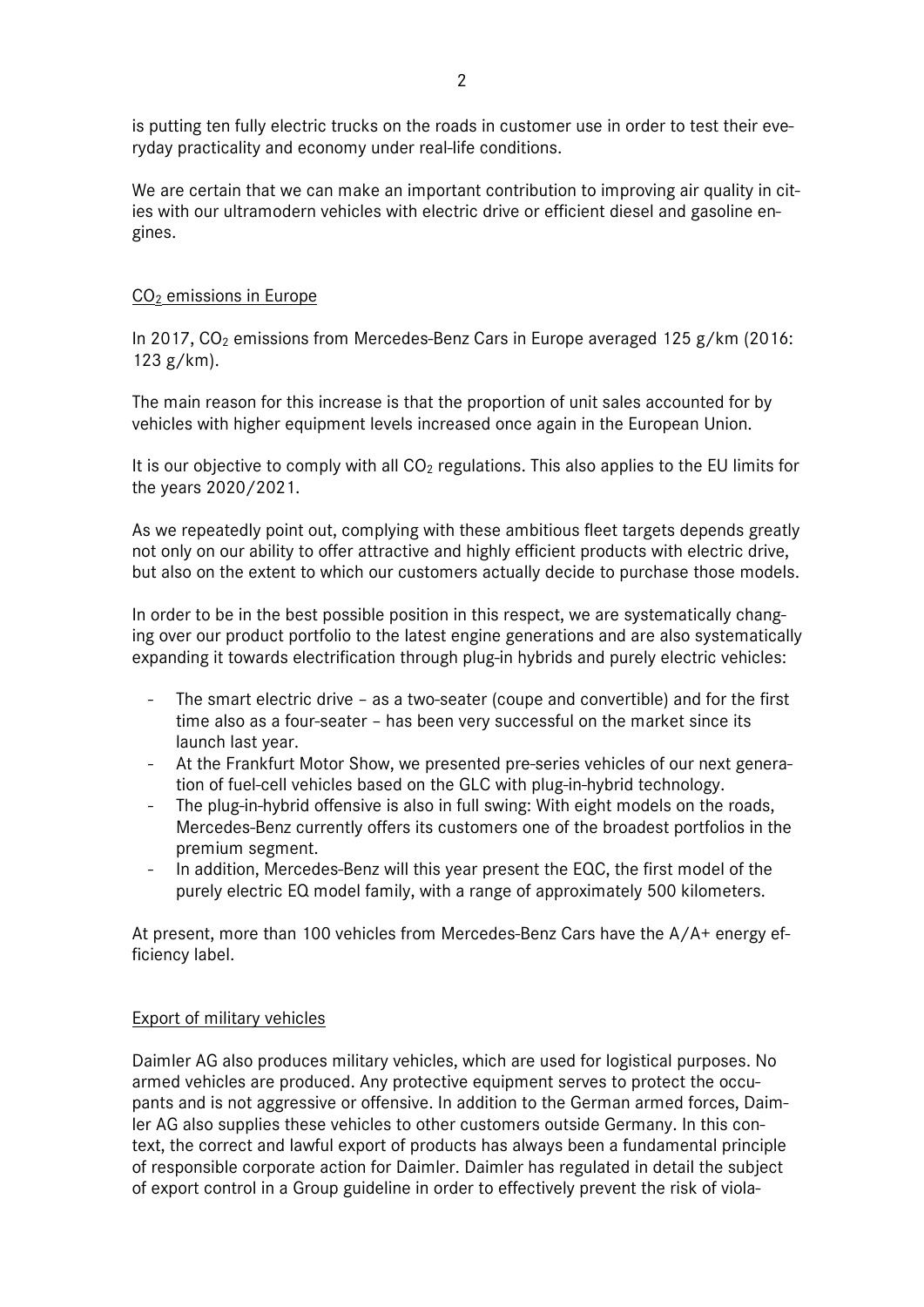is putting ten fully electric trucks on the roads in customer use in order to test their everyday practicality and economy under real-life conditions.

We are certain that we can make an important contribution to improving air quality in cities with our ultramodern vehicles with electric drive or efficient diesel and gasoline engines.

## $CO_2$ emissions in Europe

In 2017, $CO_2$ emissions from Mercedes-Benz Cars in Europe averaged 125 g/km (2016: 123 g/km).

The main reason for this increase is that the proportion of unit sales accounted for by vehicles with higher equipment levels increased once again in the European Union.

It is our objective to comply with all $CO_2$ regulations. This also applies to the EU limits for the years 2020/2021.

As we repeatedly point out, complying with these ambitious fleet targets depends greatly not only on our ability to offer attractive and highly efficient products with electric drive, but also on the extent to which our customers actually decide to purchase those models.

In order to be in the best possible position in this respect, we are systematically changing over our product portfolio to the latest engine generations and are also systematically expanding it towards electrification through plug-in hybrids and purely electric vehicles:

- The smart electric drive – as a two-seater (coupe and convertible) and for the first time also as a four-seater – has been very successful on the market since its launch last year.
- At the Frankfurt Motor Show, we presented pre-series vehicles of our next generation of fuel-cell vehicles based on the GLC with plug-in-hybrid technology.
- The plug-in-hybrid offensive is also in full swing: With eight models on the roads, Mercedes-Benz currently offers its customers one of the broadest portfolios in the premium segment.
- In addition, Mercedes-Benz will this year present the EQC, the first model of the purely electric EQ model family, with a range of approximately 500 kilometers.

At present, more than 100 vehicles from Mercedes-Benz Cars have the A/A+ energy efficiency label.

## Export of military vehicles

Daimler AG also produces military vehicles, which are used for logistical purposes. No armed vehicles are produced. Any protective equipment serves to protect the occupants and is not aggressive or offensive. In addition to the German armed forces, Daimler AG also supplies these vehicles to other customers outside Germany. In this context, the correct and lawful export of products has always been a fundamental principle of responsible corporate action for Daimler. Daimler has regulated in detail the subject of export control in a Group guideline in order to effectively prevent the risk of viola-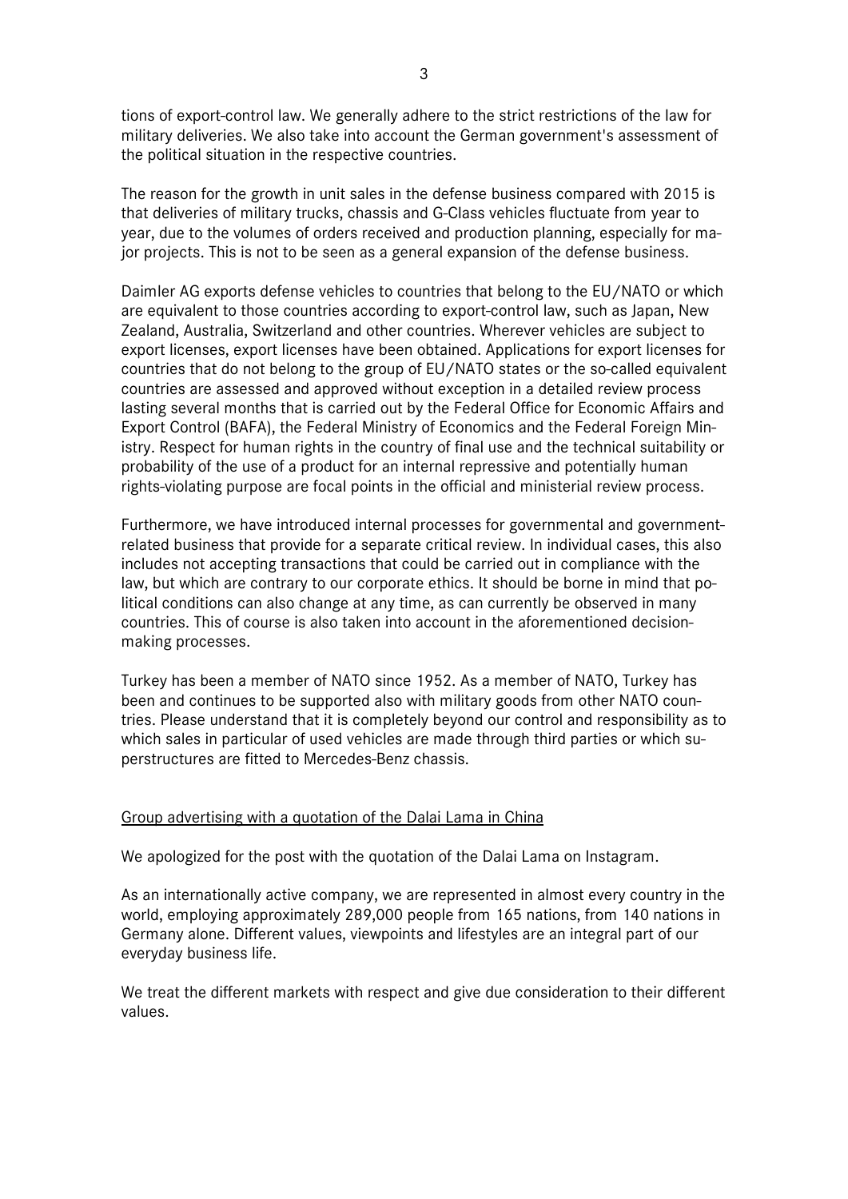tions of export-control law. We generally adhere to the strict restrictions of the law for military deliveries. We also take into account the German government's assessment of the political situation in the respective countries.

The reason for the growth in unit sales in the defense business compared with 2015 is that deliveries of military trucks, chassis and G-Class vehicles fluctuate from year to year, due to the volumes of orders received and production planning, especially for major projects. This is not to be seen as a general expansion of the defense business.

Daimler AG exports defense vehicles to countries that belong to the EU/NATO or which are equivalent to those countries according to export-control law, such as Japan, New Zealand, Australia, Switzerland and other countries. Wherever vehicles are subject to export licenses, export licenses have been obtained. Applications for export licenses for countries that do not belong to the group of EU/NATO states or the so-called equivalent countries are assessed and approved without exception in a detailed review process lasting several months that is carried out by the Federal Office for Economic Affairs and Export Control (BAFA), the Federal Ministry of Economics and the Federal Foreign Ministry. Respect for human rights in the country of final use and the technical suitability or probability of the use of a product for an internal repressive and potentially human rights-violating purpose are focal points in the official and ministerial review process.

Furthermore, we have introduced internal processes for governmental and government-related business that provide for a separate critical review. In individual cases, this also includes not accepting transactions that could be carried out in compliance with the law, but which are contrary to our corporate ethics. It should be borne in mind that political conditions can also change at any time, as can currently be observed in many countries. This of course is also taken into account in the aforementioned decision-making processes.

Turkey has been a member of NATO since 1952. As a member of NATO, Turkey has been and continues to be supported also with military goods from other NATO countries. Please understand that it is completely beyond our control and responsibility as to which sales in particular of used vehicles are made through third parties or which superstructures are fitted to Mercedes-Benz chassis.

## Group advertising with a quotation of the Dalai Lama in China

We apologized for the post with the quotation of the Dalai Lama on Instagram.

As an internationally active company, we are represented in almost every country in the world, employing approximately 289,000 people from 165 nations, from 140 nations in Germany alone. Different values, viewpoints and lifestyles are an integral part of our everyday business life.

We treat the different markets with respect and give due consideration to their different values.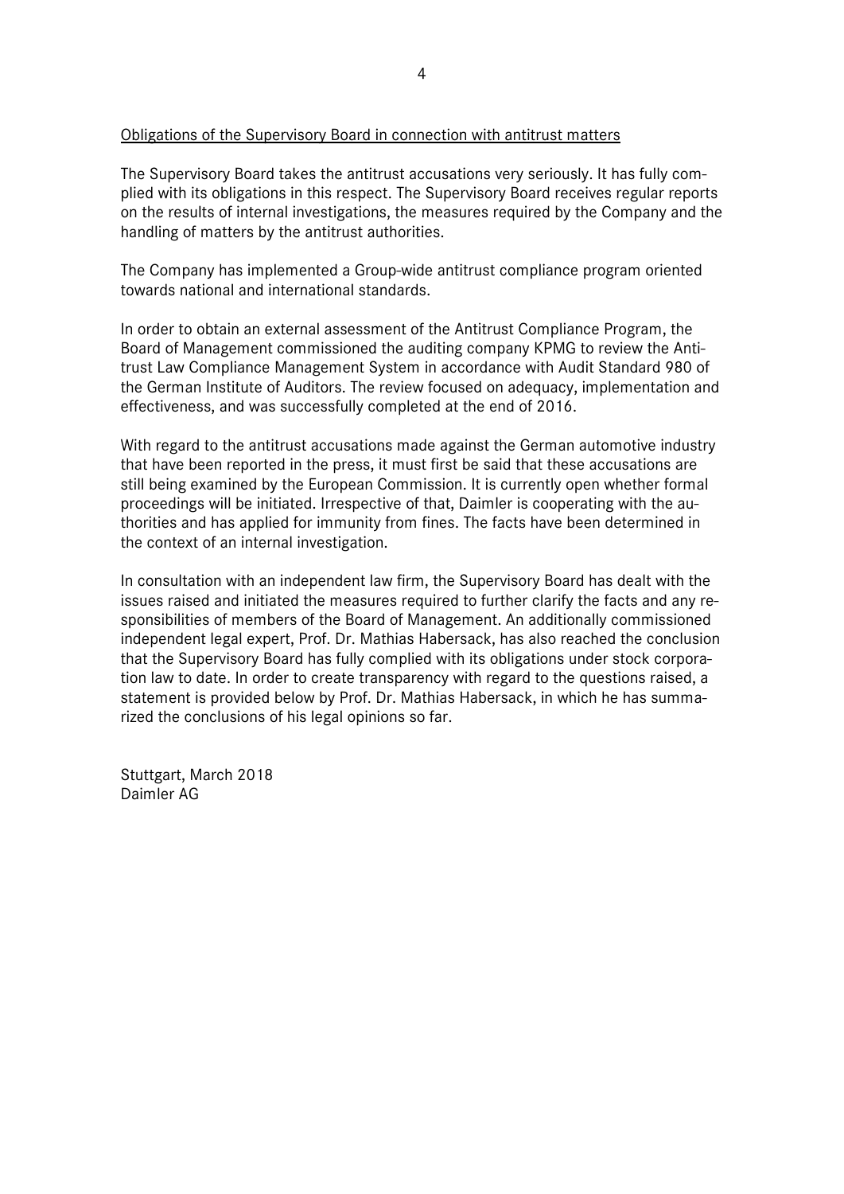<u>Obligations of the Supervisory Board in connection with antitrust matters</u>

The Supervisory Board takes the antitrust accusations very seriously. It has fully complied with its obligations in this respect. The Supervisory Board receives regular reports on the results of internal investigations, the measures required by the Company and the handling of matters by the antitrust authorities.

The Company has implemented a Group-wide antitrust compliance program oriented towards national and international standards.

In order to obtain an external assessment of the Antitrust Compliance Program, the Board of Management commissioned the auditing company KPMG to review the Antitrust Law Compliance Management System in accordance with Audit Standard 980 of the German Institute of Auditors. The review focused on adequacy, implementation and effectiveness, and was successfully completed at the end of 2016.

With regard to the antitrust accusations made against the German automotive industry that have been reported in the press, it must first be said that these accusations are still being examined by the European Commission. It is currently open whether formal proceedings will be initiated. Irrespective of that, Daimler is cooperating with the authorities and has applied for immunity from fines. The facts have been determined in the context of an internal investigation.

In consultation with an independent law firm, the Supervisory Board has dealt with the issues raised and initiated the measures required to further clarify the facts and any responsibilities of members of the Board of Management. An additionally commissioned independent legal expert, Prof. Dr. Mathias Habersack, has also reached the conclusion that the Supervisory Board has fully complied with its obligations under stock corporation law to date. In order to create transparency with regard to the questions raised, a statement is provided below by Prof. Dr. Mathias Habersack, in which he has summarized the conclusions of his legal opinions so far.

Stuttgart, March 2018
Daimler AG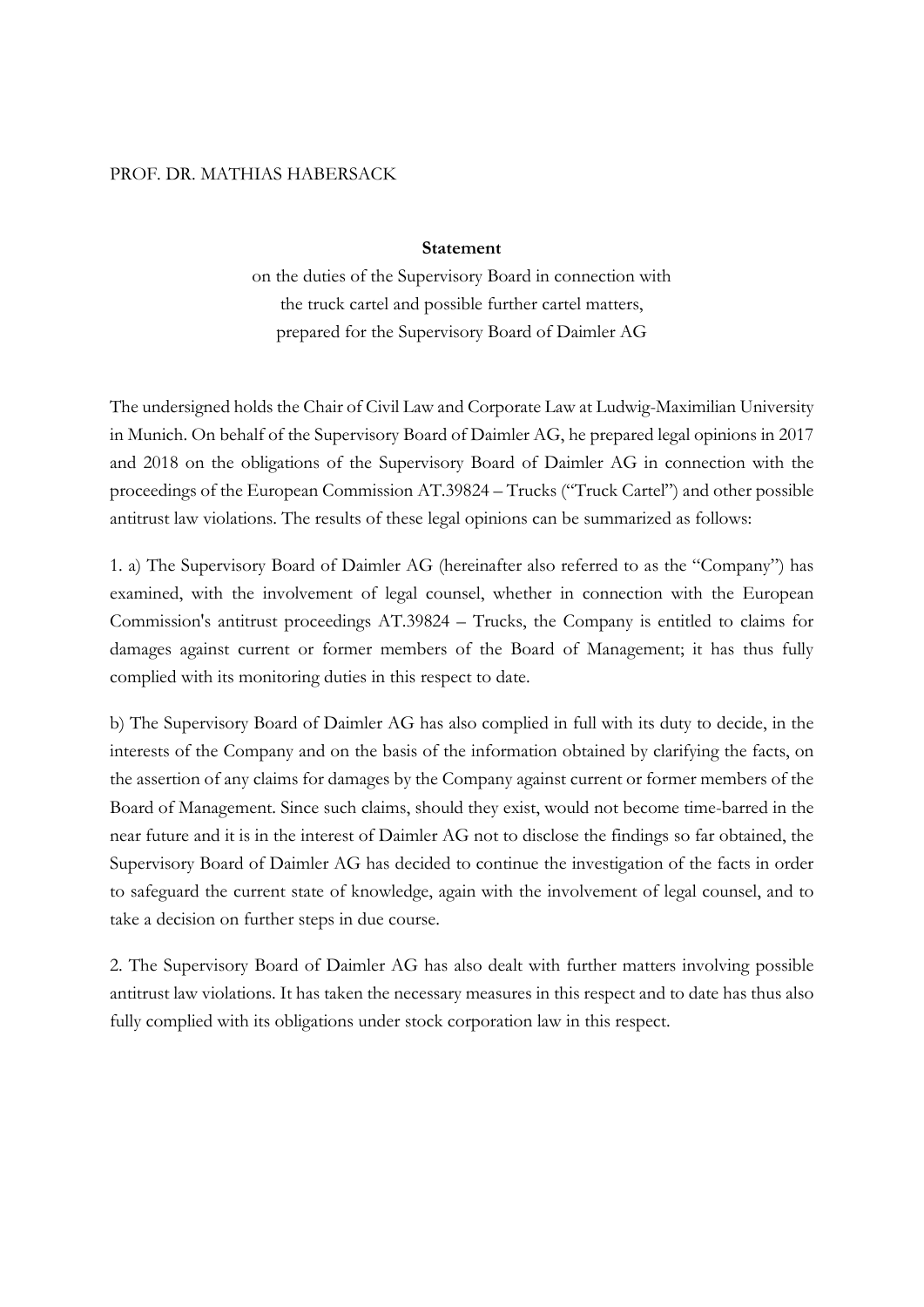PROF. DR. MATHIAS HABERSACK

**Statement**

on the duties of the Supervisory Board in connection with the truck cartel and possible further cartel matters, prepared for the Supervisory Board of Daimler AG

The undersigned holds the Chair of Civil Law and Corporate Law at Ludwig-Maximilian University in Munich. On behalf of the Supervisory Board of Daimler AG, he prepared legal opinions in 2017 and 2018 on the obligations of the Supervisory Board of Daimler AG in connection with the proceedings of the European Commission AT.39824 – Trucks ("Truck Cartel") and other possible antitrust law violations. The results of these legal opinions can be summarized as follows:

1. a) The Supervisory Board of Daimler AG (hereinafter also referred to as the "Company") has examined, with the involvement of legal counsel, whether in connection with the European Commission's antitrust proceedings AT.39824 – Trucks, the Company is entitled to claims for damages against current or former members of the Board of Management; it has thus fully complied with its monitoring duties in this respect to date.

b) The Supervisory Board of Daimler AG has also complied in full with its duty to decide, in the interests of the Company and on the basis of the information obtained by clarifying the facts, on the assertion of any claims for damages by the Company against current or former members of the Board of Management. Since such claims, should they exist, would not become time-barred in the near future and it is in the interest of Daimler AG not to disclose the findings so far obtained, the Supervisory Board of Daimler AG has decided to continue the investigation of the facts in order to safeguard the current state of knowledge, again with the involvement of legal counsel, and to take a decision on further steps in due course.

2. The Supervisory Board of Daimler AG has also dealt with further matters involving possible antitrust law violations. It has taken the necessary measures in this respect and to date has thus also fully complied with its obligations under stock corporation law in this respect.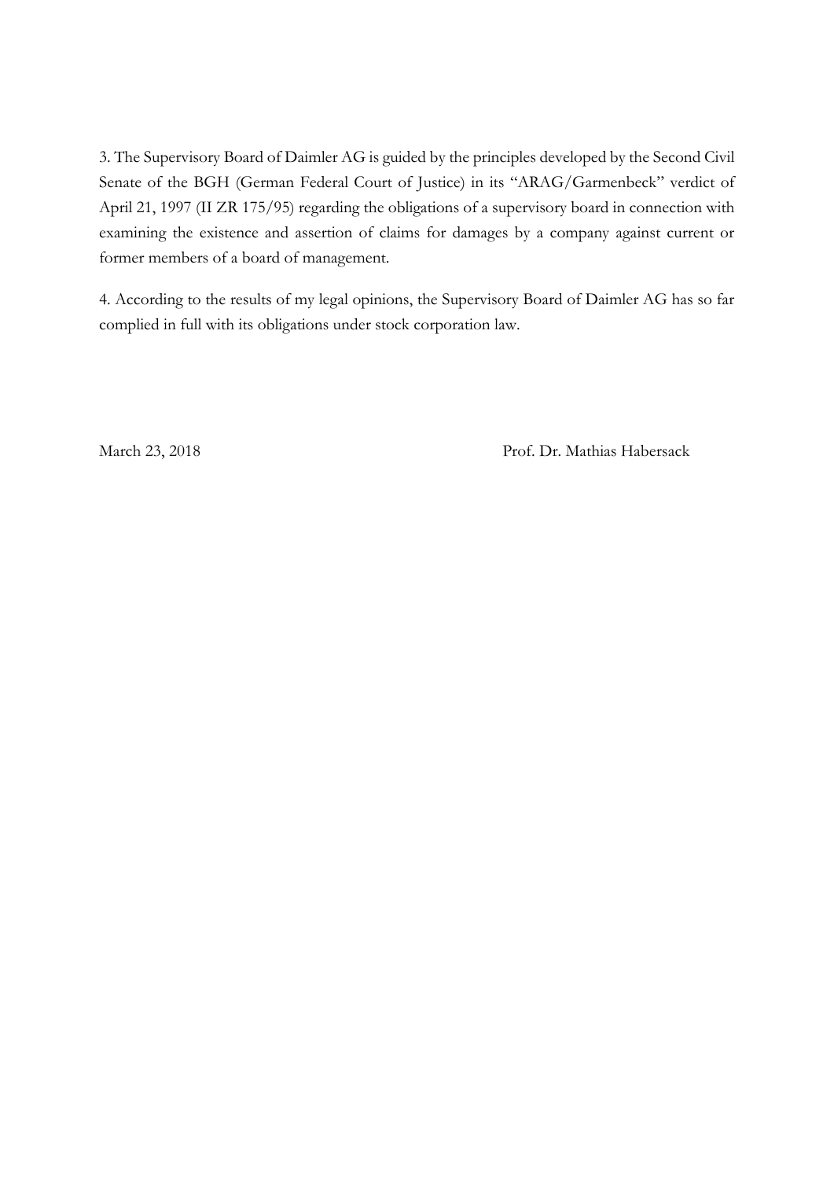3. The Supervisory Board of Daimler AG is guided by the principles developed by the Second Civil Senate of the BGH (German Federal Court of Justice) in its "ARAG/Garmenbeck" verdict of April 21, 1997 (II ZR 175/95) regarding the obligations of a supervisory board in connection with examining the existence and assertion of claims for damages by a company against current or former members of a board of management.

4. According to the results of my legal opinions, the Supervisory Board of Daimler AG has so far complied in full with its obligations under stock corporation law.

March 23, 2018

Prof. Dr. Mathias Habersack